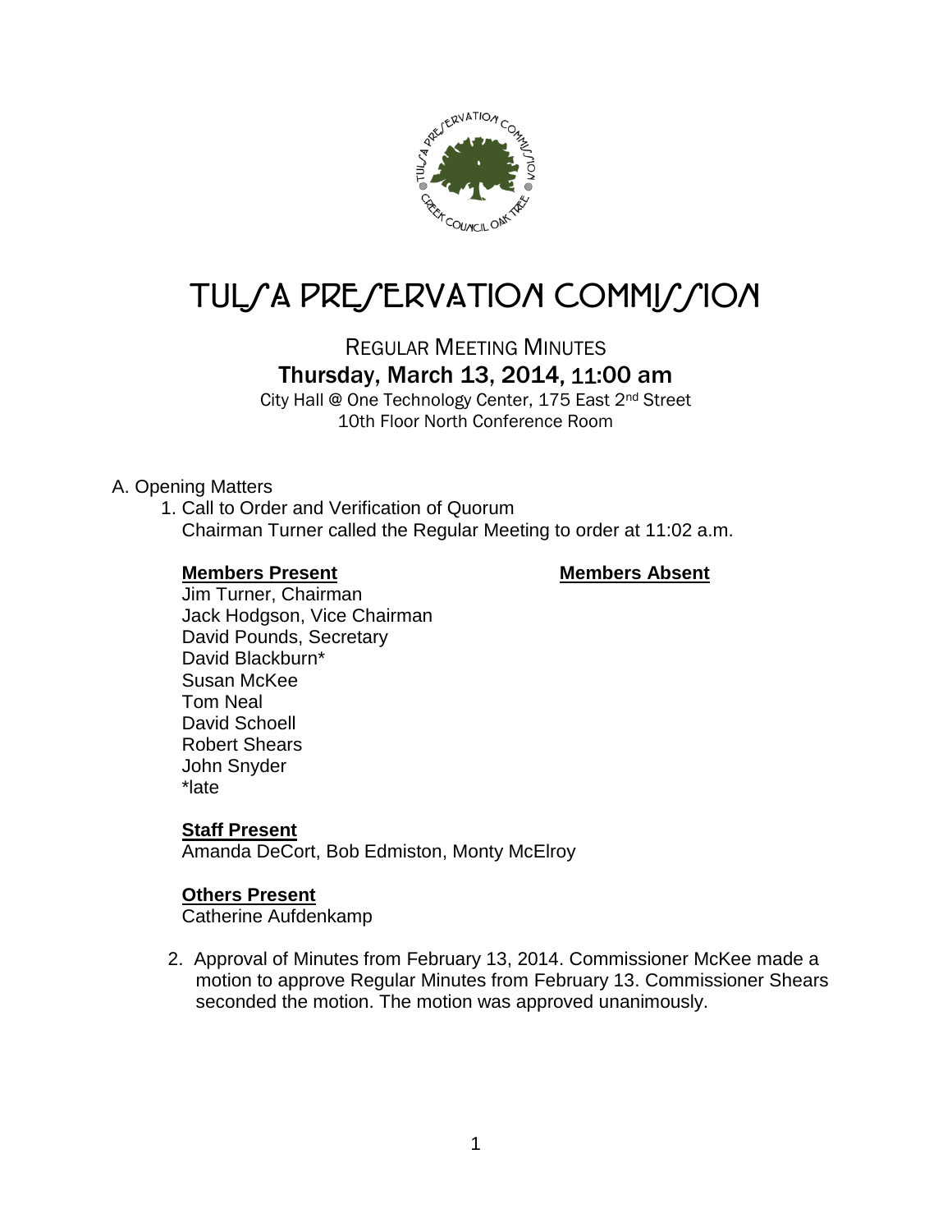# TULSA PRESERVATION COMMISSION

REGULAR MEETING MINUTES
**Thursday, March 13, 2014, 11:00 am**
City Hall @ One Technology Center, 175 East 2nd Street
10th Floor North Conference Room

A. Opening Matters

1. Call to Order and Verification of Quorum
   Chairman Turner called the Regular Meeting to order at 11:02 a.m.

   **Members Present**
   Jim Turner, Chairman
   Jack Hodgson, Vice Chairman
   David Pounds, Secretary
   David Blackburn*
   Susan McKee
   Tom Neal
   David Schoell
   Robert Shears
   John Snyder
   *late

   **Members Absent**

   **Staff Present**
   Amanda DeCort, Bob Edmiston, Monty McElroy

   **Others Present**
   Catherine Aufdenkamp

2. Approval of Minutes from February 13, 2014. Commissioner McKee made a motion to approve Regular Minutes from February 13. Commissioner Shears seconded the motion. The motion was approved unanimously.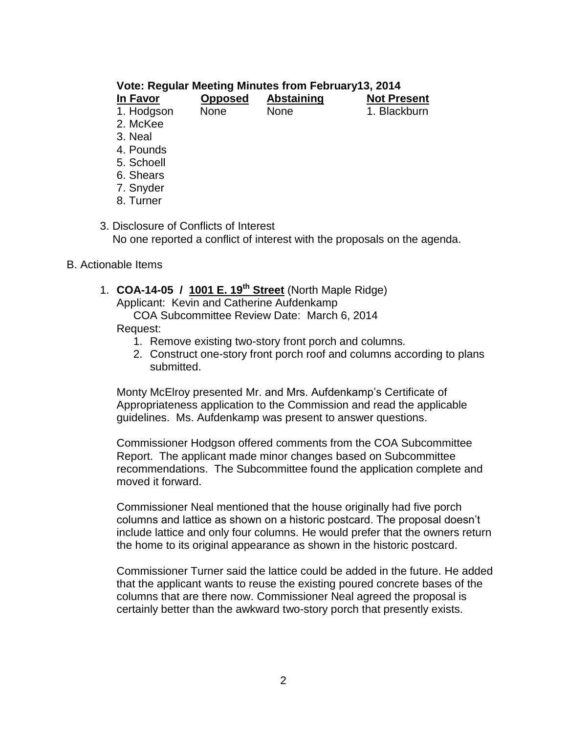**Vote: Regular Meeting Minutes from February13, 2014**

| In Favor | Opposed | Abstaining | Not Present |
|---|---|---|---|
| 1. Hodgson | None | None | 1. Blackburn |
| 2. McKee | | | |
| 3. Neal | | | |
| 4. Pounds | | | |
| 5. Schoell | | | |
| 6. Shears | | | |
| 7. Snyder | | | |
| 8. Turner | | | |

3. Disclosure of Conflicts of Interest
   No one reported a conflict of interest with the proposals on the agenda.

B. Actionable Items

1. **COA-14-05 / <u>1001 E. 19th Street</u>** (North Maple Ridge)
   Applicant: Kevin and Catherine Aufdenkamp
   COA Subcommittee Review Date: March 6, 2014
   Request:
   1. Remove existing two-story front porch and columns.
   2. Construct one-story front porch roof and columns according to plans submitted.

   Monty McElroy presented Mr. and Mrs. Aufdenkamp's Certificate of Appropriateness application to the Commission and read the applicable guidelines. Ms. Aufdenkamp was present to answer questions.

   Commissioner Hodgson offered comments from the COA Subcommittee Report. The applicant made minor changes based on Subcommittee recommendations. The Subcommittee found the application complete and moved it forward.

   Commissioner Neal mentioned that the house originally had five porch columns and lattice as shown on a historic postcard. The proposal doesn't include lattice and only four columns. He would prefer that the owners return the home to its original appearance as shown in the historic postcard.

   Commissioner Turner said the lattice could be added in the future. He added that the applicant wants to reuse the existing poured concrete bases of the columns that are there now. Commissioner Neal agreed the proposal is certainly better than the awkward two-story porch that presently exists.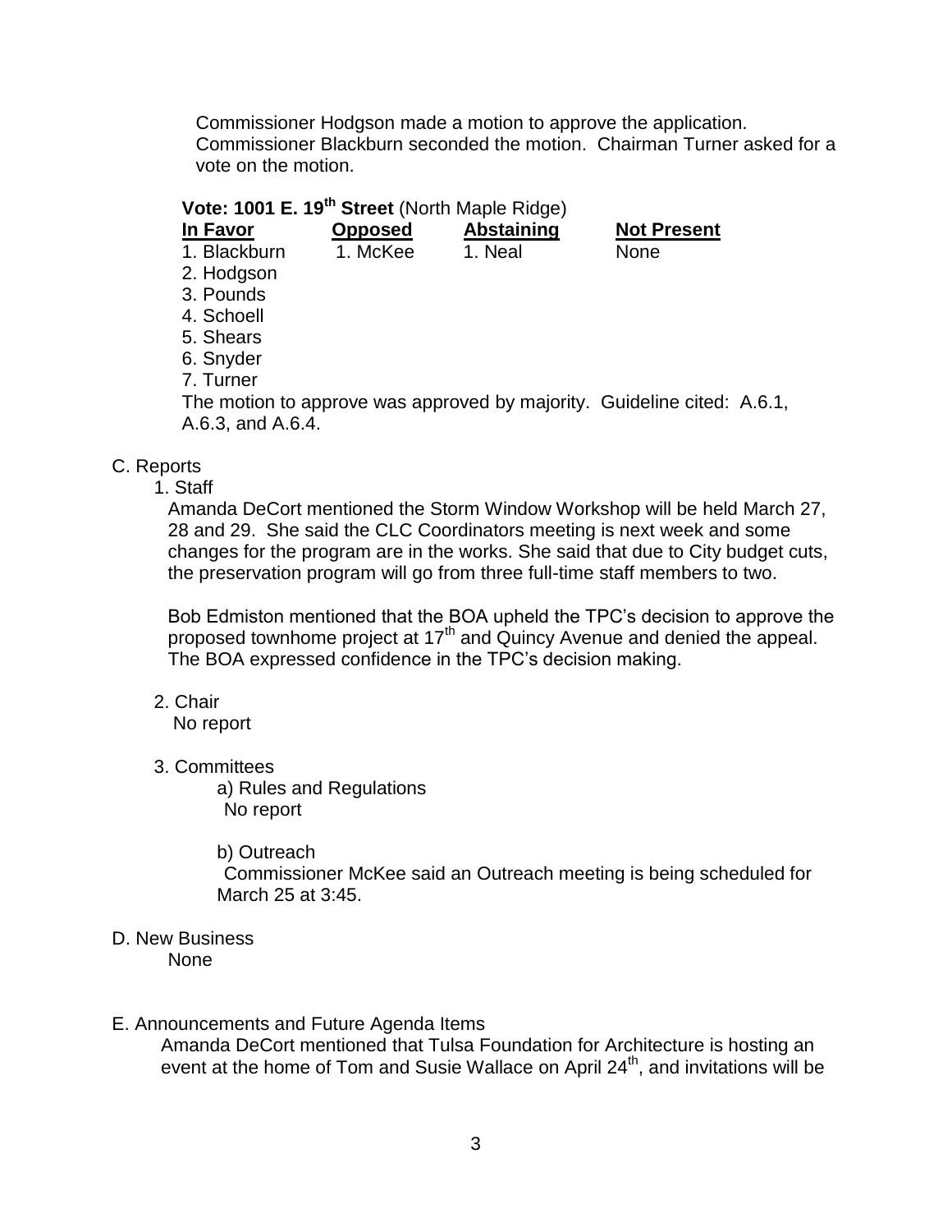Commissioner Hodgson made a motion to approve the application. Commissioner Blackburn seconded the motion. Chairman Turner asked for a vote on the motion.

**Vote: 1001 E. 19th Street** (North Maple Ridge)

| **In Favor** | **Opposed** | **Abstaining** | **Not Present** |
|---|---|---|---|
| 1. Blackburn | 1. McKee | 1. Neal | None |
| 2. Hodgson | | | |
| 3. Pounds | | | |
| 4. Schoell | | | |
| 5. Shears | | | |
| 6. Snyder | | | |
| 7. Turner | | | |

The motion to approve was approved by majority. Guideline cited: A.6.1, A.6.3, and A.6.4.

C. Reports

1. Staff

Amanda DeCort mentioned the Storm Window Workshop will be held March 27, 28 and 29. She said the CLC Coordinators meeting is next week and some changes for the program are in the works. She said that due to City budget cuts, the preservation program will go from three full-time staff members to two.

Bob Edmiston mentioned that the BOA upheld the TPC's decision to approve the proposed townhome project at 17th and Quincy Avenue and denied the appeal. The BOA expressed confidence in the TPC's decision making.

2. Chair

No report

3. Committees

a) Rules and Regulations

No report

b) Outreach

Commissioner McKee said an Outreach meeting is being scheduled for March 25 at 3:45.

D. New Business

None

E. Announcements and Future Agenda Items

Amanda DeCort mentioned that Tulsa Foundation for Architecture is hosting an event at the home of Tom and Susie Wallace on April 24th, and invitations will be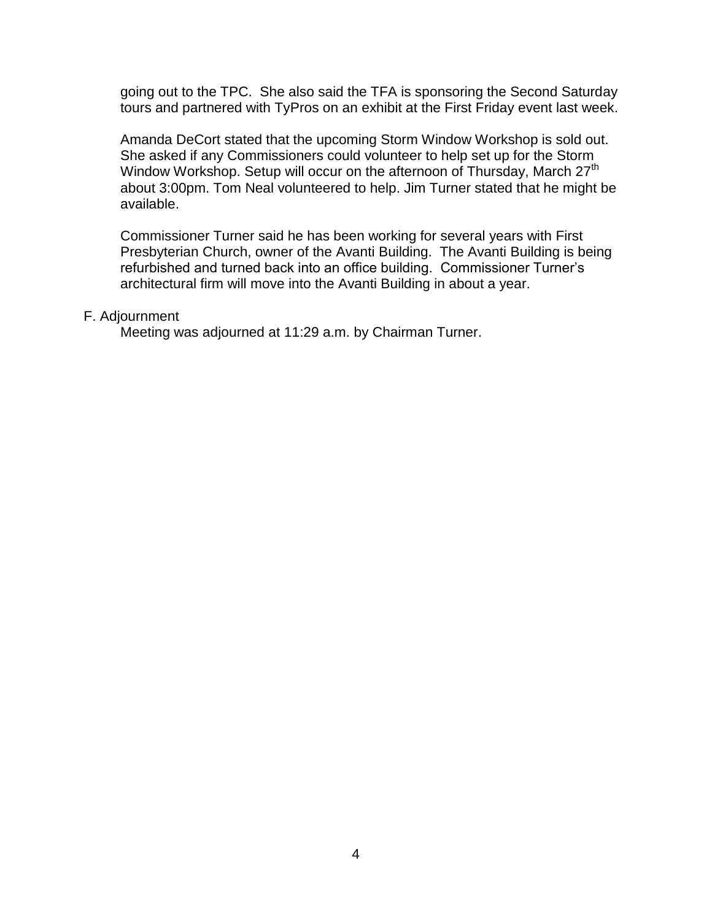going out to the TPC. She also said the TFA is sponsoring the Second Saturday tours and partnered with TyPros on an exhibit at the First Friday event last week.

Amanda DeCort stated that the upcoming Storm Window Workshop is sold out. She asked if any Commissioners could volunteer to help set up for the Storm Window Workshop. Setup will occur on the afternoon of Thursday, March 27th about 3:00pm. Tom Neal volunteered to help. Jim Turner stated that he might be available.

Commissioner Turner said he has been working for several years with First Presbyterian Church, owner of the Avanti Building. The Avanti Building is being refurbished and turned back into an office building. Commissioner Turner's architectural firm will move into the Avanti Building in about a year.

F. Adjournment

Meeting was adjourned at 11:29 a.m. by Chairman Turner.